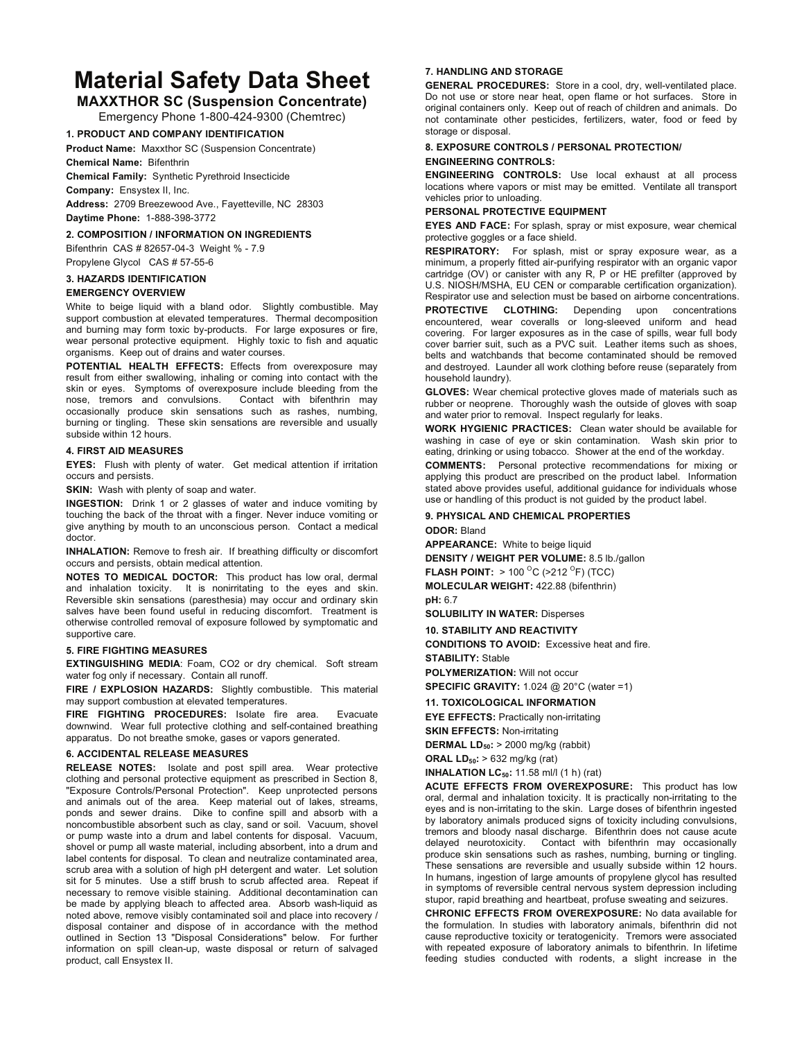# Material Safety Data Sheet

## MAXXTHOR SC (Suspension Concentrate)

Emergency Phone 1-800-424-9300 (Chemtrec)

### 1. PRODUCT AND COMPANY IDENTIFICATION

**Product Name:** Maxxthor SC (Suspension Concentrate)

**Chemical Name:** Bifenthrin

**Chemical Family:** Synthetic Pyrethroid Insecticide

**Company:** Ensystex II, Inc.

**Address:** 2709 Breezewood Ave., Fayetteville, NC 28303

**Daytime Phone:** 1-888-398-3772

### 2. COMPOSITION / INFORMATION ON INGREDIENTS

Bifenthrin CAS # 82657-04-3 Weight % - 7.9

Propylene Glycol CAS # 57-55-6

### 3. HAZARDS IDENTIFICATION

**EMERGENCY OVERVIEW**

White to beige liquid with a bland odor. Slightly combustible. May support combustion at elevated temperatures. Thermal decomposition and burning may form toxic by-products. For large exposures or fire, wear personal protective equipment. Highly toxic to fish and aquatic organisms. Keep out of drains and water courses.

**POTENTIAL HEALTH EFFECTS:** Effects from overexposure may result from either swallowing, inhaling or coming into contact with the skin or eyes. Symptoms of overexposure include bleeding from the nose, tremors and convulsions. Contact with bifenthrin may occasionally produce skin sensations such as rashes, numbing, burning or tingling. These skin sensations are reversible and usually subside within 12 hours.

### 4. FIRST AID MEASURES

**EYES:** Flush with plenty of water. Get medical attention if irritation occurs and persists.

**SKIN:** Wash with plenty of soap and water.

**INGESTION:** Drink 1 or 2 glasses of water and induce vomiting by touching the back of the throat with a finger. Never induce vomiting or give anything by mouth to an unconscious person. Contact a medical doctor.

**INHALATION:** Remove to fresh air. If breathing difficulty or discomfort occurs and persists, obtain medical attention.

**NOTES TO MEDICAL DOCTOR:** This product has low oral, dermal and inhalation toxicity. It is nonirritating to the eyes and skin. Reversible skin sensations (paresthesia) may occur and ordinary skin salves have been found useful in reducing discomfort. Treatment is otherwise controlled removal of exposure followed by symptomatic and supportive care.

### 5. FIRE FIGHTING MEASURES

**EXTINGUISHING MEDIA**: Foam, CO2 or dry chemical. Soft stream water fog only if necessary. Contain all runoff.

**FIRE / EXPLOSION HAZARDS:** Slightly combustible. This material may support combustion at elevated temperatures.

**FIRE FIGHTING PROCEDURES:** Isolate fire area. Evacuate downwind. Wear full protective clothing and self-contained breathing apparatus. Do not breathe smoke, gases or vapors generated.

### 6. ACCIDENTAL RELEASE MEASURES

**RELEASE NOTES:** Isolate and post spill area. Wear protective clothing and personal protective equipment as prescribed in Section 8, "Exposure Controls/Personal Protection". Keep unprotected persons and animals out of the area. Keep material out of lakes, streams, ponds and sewer drains. Dike to confine spill and absorb with a noncombustible absorbent such as clay, sand or soil. Vacuum, shovel or pump waste into a drum and label contents for disposal. Vacuum, shovel or pump all waste material, including absorbent, into a drum and label contents for disposal. To clean and neutralize contaminated area, scrub area with a solution of high pH detergent and water. Let solution sit for 5 minutes. Use a stiff brush to scrub affected area. Repeat if necessary to remove visible staining. Additional decontamination can be made by applying bleach to affected area. Absorb wash-liquid as noted above, remove visibly contaminated soil and place into recovery / disposal container and dispose of in accordance with the method outlined in Section 13 "Disposal Considerations" below. For further information on spill clean-up, waste disposal or return of salvaged product, call Ensystex II.

### 7. HANDLING AND STORAGE

**GENERAL PROCEDURES:** Store in a cool, dry, well-ventilated place. Do not use or store near heat, open flame or hot surfaces. Store in original containers only. Keep out of reach of children and animals. Do not contaminate other pesticides, fertilizers, water, food or feed by storage or disposal.

### 8. EXPOSURE CONTROLS / PERSONAL PROTECTION/

**ENGINEERING CONTROLS:**

**ENGINEERING CONTROLS:** Use local exhaust at all process locations where vapors or mist may be emitted. Ventilate all transport vehicles prior to unloading.

**PERSONAL PROTECTIVE EQUIPMENT**

**EYES AND FACE:** For splash, spray or mist exposure, wear chemical protective goggles or a face shield.

**RESPIRATORY:** For splash, mist or spray exposure wear, as a minimum, a properly fitted air-purifying respirator with an organic vapor cartridge (OV) or canister with any R, P or HE prefilter (approved by U.S. NIOSH/MSHA, EU CEN or comparable certification organization). Respirator use and selection must be based on airborne concentrations.

**PROTECTIVE CLOTHING:** Depending upon concentrations encountered, wear coveralls or long-sleeved uniform and head covering. For larger exposures as in the case of spills, wear full body cover barrier suit, such as a PVC suit. Leather items such as shoes, belts and watchbands that become contaminated should be removed and destroyed. Launder all work clothing before reuse (separately from household laundry).

**GLOVES:** Wear chemical protective gloves made of materials such as rubber or neoprene. Thoroughly wash the outside of gloves with soap and water prior to removal. Inspect regularly for leaks.

**WORK HYGIENIC PRACTICES:** Clean water should be available for washing in case of eye or skin contamination. Wash skin prior to eating, drinking or using tobacco. Shower at the end of the workday.

**COMMENTS:** Personal protective recommendations for mixing or applying this product are prescribed on the product label. Information stated above provides useful, additional guidance for individuals whose use or handling of this product is not guided by the product label.

### 9. PHYSICAL AND CHEMICAL PROPERTIES

**ODOR:** Bland

**APPEARANCE:** White to beige liquid

**DENSITY / WEIGHT PER VOLUME:** 8.5 lb./gallon

**FLASH POINT:** > 100 $^{O}$C (>212 $^{O}$F) (TCC)

**MOLECULAR WEIGHT:** 422.88 (bifenthrin)

**pH:** 6.7

**SOLUBILITY IN WATER:** Disperses

### 10. STABILITY AND REACTIVITY

**CONDITIONS TO AVOID:** Excessive heat and fire.

**STABILITY:** Stable

**POLYMERIZATION:** Will not occur

**SPECIFIC GRAVITY:** 1.024 @ 20°C (water =1)

### 11. TOXICOLOGICAL INFORMATION

**EYE EFFECTS:** Practically non-irritating

**SKIN EFFECTS:** Non-irritating

**DERMAL $LD_{50}$:** > 2000 mg/kg (rabbit)

**ORAL $LD_{50}$:** > 632 mg/kg (rat)

**INHALATION $LC_{50}$:** 11.58 ml/l (1 h) (rat)

**ACUTE EFFECTS FROM OVEREXPOSURE:** This product has low oral, dermal and inhalation toxicity. It is practically non-irritating to the eyes and is non-irritating to the skin. Large doses of bifenthrin ingested by laboratory animals produced signs of toxicity including convulsions, tremors and bloody nasal discharge. Bifenthrin does not cause acute delayed neurotoxicity. Contact with bifenthrin may occasionally produce skin sensations such as rashes, numbing, burning or tingling. These sensations are reversible and usually subside within 12 hours. In humans, ingestion of large amounts of propylene glycol has resulted in symptoms of reversible central nervous system depression including stupor, rapid breathing and heartbeat, profuse sweating and seizures.

**CHRONIC EFFECTS FROM OVEREXPOSURE:** No data available for the formulation. In studies with laboratory animals, bifenthrin did not cause reproductive toxicity or teratogenicity. Tremors were associated with repeated exposure of laboratory animals to bifenthrin. In lifetime feeding studies conducted with rodents, a slight increase in the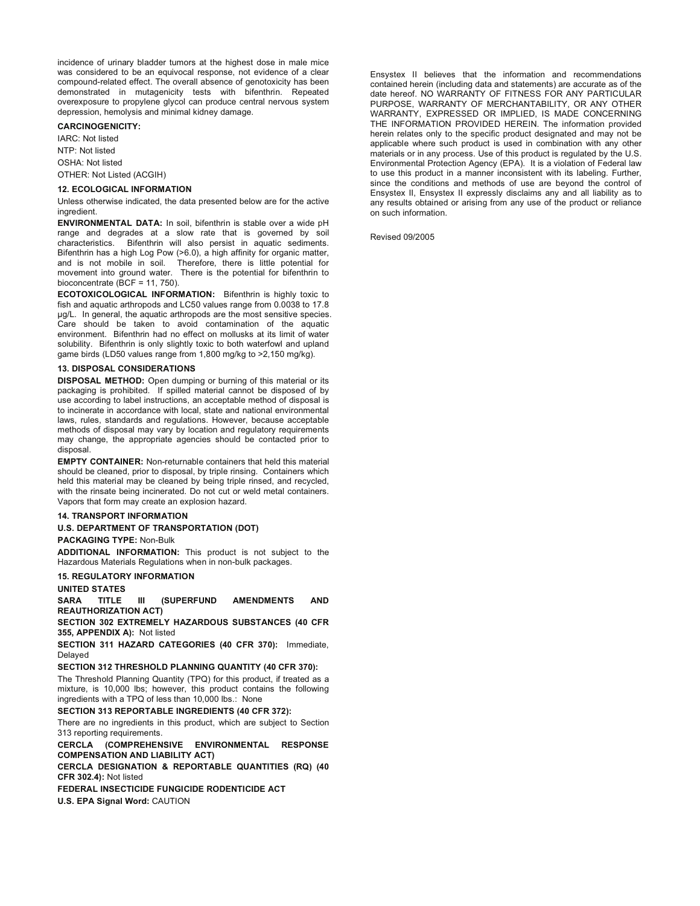incidence of urinary bladder tumors at the highest dose in male mice was considered to be an equivocal response, not evidence of a clear compound-related effect. The overall absence of genotoxicity has been demonstrated in mutagenicity tests with bifenthrin. Repeated overexposure to propylene glycol can produce central nervous system depression, hemolysis and minimal kidney damage.

**CARCINOGENICITY:**

IARC: Not listed

NTP: Not listed

OSHA: Not listed

OTHER: Not Listed (ACGIH)

## 12. ECOLOGICAL INFORMATION

Unless otherwise indicated, the data presented below are for the active ingredient.

**ENVIRONMENTAL DATA:** In soil, bifenthrin is stable over a wide pH range and degrades at a slow rate that is governed by soil characteristics. Bifenthrin will also persist in aquatic sediments. Bifenthrin has a high Log Pow (>6.0), a high affinity for organic matter, and is not mobile in soil. Therefore, there is little potential for movement into ground water. There is the potential for bifenthrin to bioconcentrate (BCF = 11, 750).

**ECOTOXICOLOGICAL INFORMATION:** Bifenthrin is highly toxic to fish and aquatic arthropods and LC50 values range from 0.0038 to 17.8 µg/L. In general, the aquatic arthropods are the most sensitive species. Care should be taken to avoid contamination of the aquatic environment. Bifenthrin had no effect on mollusks at its limit of water solubility. Bifenthrin is only slightly toxic to both waterfowl and upland game birds (LD50 values range from 1,800 mg/kg to >2,150 mg/kg).

## 13. DISPOSAL CONSIDERATIONS

**DISPOSAL METHOD:** Open dumping or burning of this material or its packaging is prohibited. If spilled material cannot be disposed of by use according to label instructions, an acceptable method of disposal is to incinerate in accordance with local, state and national environmental laws, rules, standards and regulations. However, because acceptable methods of disposal may vary by location and regulatory requirements may change, the appropriate agencies should be contacted prior to disposal.

**EMPTY CONTAINER:** Non-returnable containers that held this material should be cleaned, prior to disposal, by triple rinsing. Containers which held this material may be cleaned by being triple rinsed, and recycled, with the rinsate being incinerated. Do not cut or weld metal containers. Vapors that form may create an explosion hazard.

## 14. TRANSPORT INFORMATION

**U.S. DEPARTMENT OF TRANSPORTATION (DOT)**

**PACKAGING TYPE:** Non-Bulk

**ADDITIONAL INFORMATION:** This product is not subject to the Hazardous Materials Regulations when in non-bulk packages.

## 15. REGULATORY INFORMATION

**UNITED STATES**

**SARA TITLE III (SUPERFUND AMENDMENTS AND REAUTHORIZATION ACT)**

**SECTION 302 EXTREMELY HAZARDOUS SUBSTANCES (40 CFR 355, APPENDIX A):** Not listed

**SECTION 311 HAZARD CATEGORIES (40 CFR 370):** Immediate, Delayed

**SECTION 312 THRESHOLD PLANNING QUANTITY (40 CFR 370):**

The Threshold Planning Quantity (TPQ) for this product, if treated as a mixture, is 10,000 lbs; however, this product contains the following ingredients with a TPQ of less than 10,000 lbs.: None

**SECTION 313 REPORTABLE INGREDIENTS (40 CFR 372):**

There are no ingredients in this product, which are subject to Section 313 reporting requirements.

**CERCLA (COMPREHENSIVE ENVIRONMENTAL RESPONSE COMPENSATION AND LIABILITY ACT)**

**CERCLA DESIGNATION & REPORTABLE QUANTITIES (RQ) (40 CFR 302.4):** Not listed

**FEDERAL INSECTICIDE FUNGICIDE RODENTICIDE ACT**

**U.S. EPA Signal Word:** CAUTION

Ensystex II believes that the information and recommendations contained herein (including data and statements) are accurate as of the date hereof. NO WARRANTY OF FITNESS FOR ANY PARTICULAR PURPOSE, WARRANTY OF MERCHANTABILITY, OR ANY OTHER WARRANTY, EXPRESSED OR IMPLIED, IS MADE CONCERNING THE INFORMATION PROVIDED HEREIN. The information provided herein relates only to the specific product designated and may not be applicable where such product is used in combination with any other materials or in any process. Use of this product is regulated by the U.S. Environmental Protection Agency (EPA). It is a violation of Federal law to use this product in a manner inconsistent with its labeling. Further, since the conditions and methods of use are beyond the control of Ensystex II, Ensystex II expressly disclaims any and all liability as to any results obtained or arising from any use of the product or reliance on such information.

Revised 09/2005